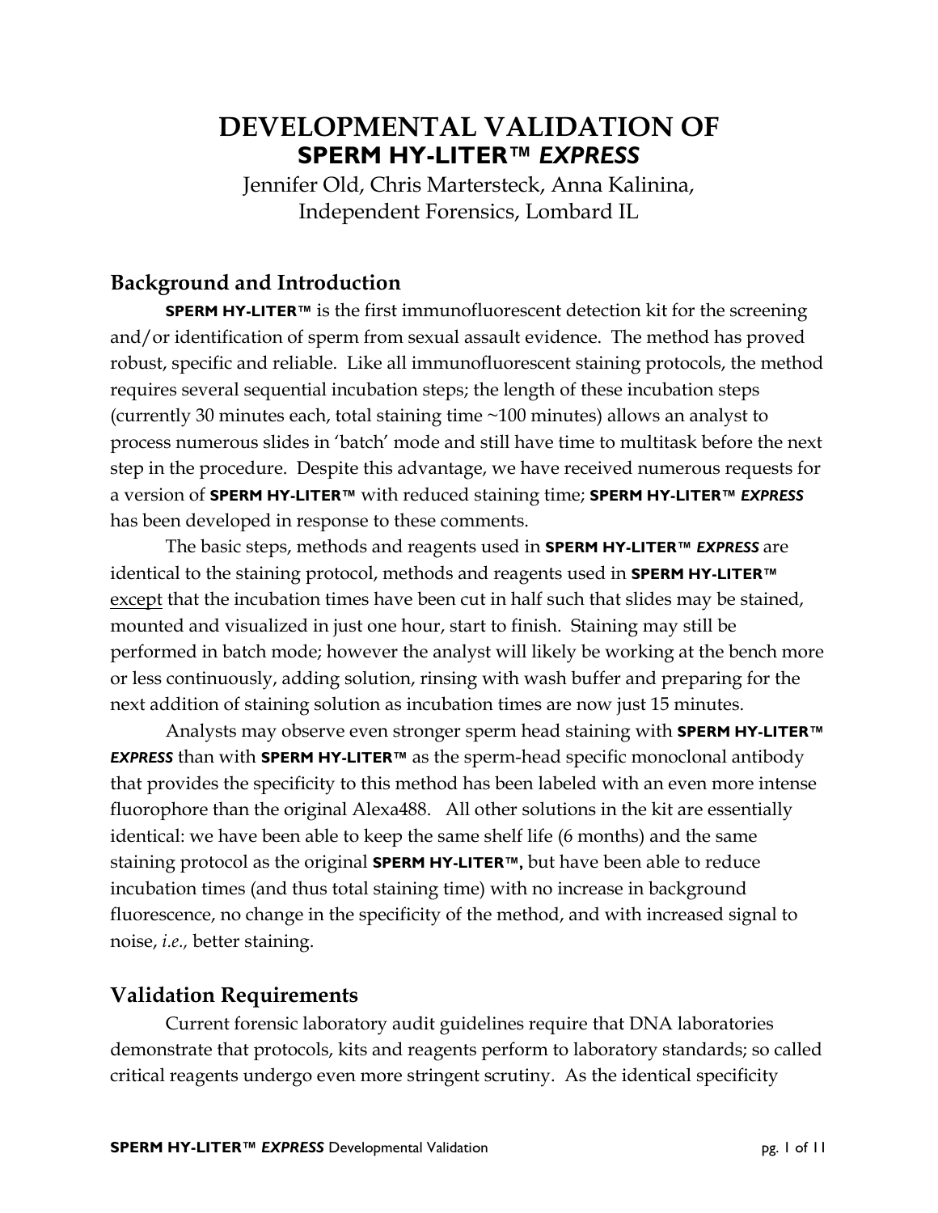# DEVELOPMENTAL VALIDATION OF
# **SPERM HY-LITER™ *EXPRESS***

Jennifer Old, Chris Martersteck, Anna Kalinina,
Independent Forensics, Lombard IL

## Background and Introduction

**SPERM HY-LITER™** is the first immunofluorescent detection kit for the screening and/or identification of sperm from sexual assault evidence. The method has proved robust, specific and reliable. Like all immunofluorescent staining protocols, the method requires several sequential incubation steps; the length of these incubation steps (currently 30 minutes each, total staining time ~100 minutes) allows an analyst to process numerous slides in 'batch' mode and still have time to multitask before the next step in the procedure. Despite this advantage, we have received numerous requests for a version of **SPERM HY-LITER™** with reduced staining time; **SPERM HY-LITER™ *EXPRESS*** has been developed in response to these comments.

The basic steps, methods and reagents used in **SPERM HY-LITER™ *EXPRESS*** are identical to the staining protocol, methods and reagents used in **SPERM HY-LITER™** <u>except</u> that the incubation times have been cut in half such that slides may be stained, mounted and visualized in just one hour, start to finish. Staining may still be performed in batch mode; however the analyst will likely be working at the bench more or less continuously, adding solution, rinsing with wash buffer and preparing for the next addition of staining solution as incubation times are now just 15 minutes.

Analysts may observe even stronger sperm head staining with **SPERM HY-LITER™ *EXPRESS*** than with **SPERM HY-LITER™** as the sperm-head specific monoclonal antibody that provides the specificity to this method has been labeled with an even more intense fluorophore than the original Alexa488. All other solutions in the kit are essentially identical: we have been able to keep the same shelf life (6 months) and the same staining protocol as the original **SPERM HY-LITER™,** but have been able to reduce incubation times (and thus total staining time) with no increase in background fluorescence, no change in the specificity of the method, and with increased signal to noise, *i.e.,* better staining.

## Validation Requirements

Current forensic laboratory audit guidelines require that DNA laboratories demonstrate that protocols, kits and reagents perform to laboratory standards; so called critical reagents undergo even more stringent scrutiny. As the identical specificity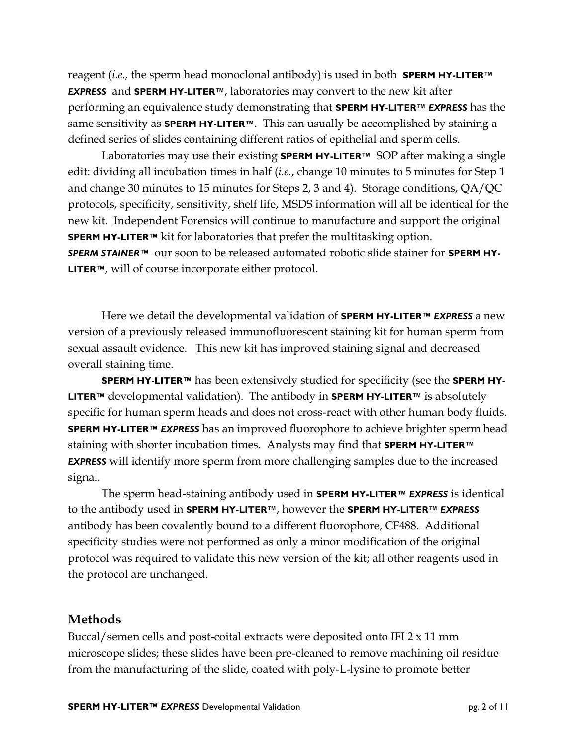reagent (*i.e.,* the sperm head monoclonal antibody) is used in both **SPERM HY-LITER™ *EXPRESS*** and **SPERM HY-LITER™**, laboratories may convert to the new kit after performing an equivalence study demonstrating that **SPERM HY-LITER™ *EXPRESS*** has the same sensitivity as **SPERM HY-LITER™**. This can usually be accomplished by staining a defined series of slides containing different ratios of epithelial and sperm cells.

Laboratories may use their existing **SPERM HY-LITER™** SOP after making a single edit: dividing all incubation times in half (*i.e.*, change 10 minutes to 5 minutes for Step 1 and change 30 minutes to 15 minutes for Steps 2, 3 and 4). Storage conditions, QA/QC protocols, specificity, sensitivity, shelf life, MSDS information will all be identical for the new kit. Independent Forensics will continue to manufacture and support the original **SPERM HY-LITER™** kit for laboratories that prefer the multitasking option. ***SPERM STAINER™*** our soon to be released automated robotic slide stainer for **SPERM HY-LITER™**, will of course incorporate either protocol.

Here we detail the developmental validation of **SPERM HY-LITER™ *EXPRESS*** a new version of a previously released immunofluorescent staining kit for human sperm from sexual assault evidence. This new kit has improved staining signal and decreased overall staining time.

**SPERM HY-LITER™** has been extensively studied for specificity (see the **SPERM HY-LITER™** developmental validation). The antibody in **SPERM HY-LITER™** is absolutely specific for human sperm heads and does not cross-react with other human body fluids. **SPERM HY-LITER™ *EXPRESS*** has an improved fluorophore to achieve brighter sperm head staining with shorter incubation times. Analysts may find that **SPERM HY-LITER™ *EXPRESS*** will identify more sperm from more challenging samples due to the increased signal.

The sperm head-staining antibody used in **SPERM HY-LITER™ *EXPRESS*** is identical to the antibody used in **SPERM HY-LITER™**, however the **SPERM HY-LITER™ *EXPRESS*** antibody has been covalently bound to a different fluorophore, CF488. Additional specificity studies were not performed as only a minor modification of the original protocol was required to validate this new version of the kit; all other reagents used in the protocol are unchanged.

## Methods

Buccal/semen cells and post-coital extracts were deposited onto IFI 2 x 11 mm microscope slides; these slides have been pre-cleaned to remove machining oil residue from the manufacturing of the slide, coated with poly-L-lysine to promote better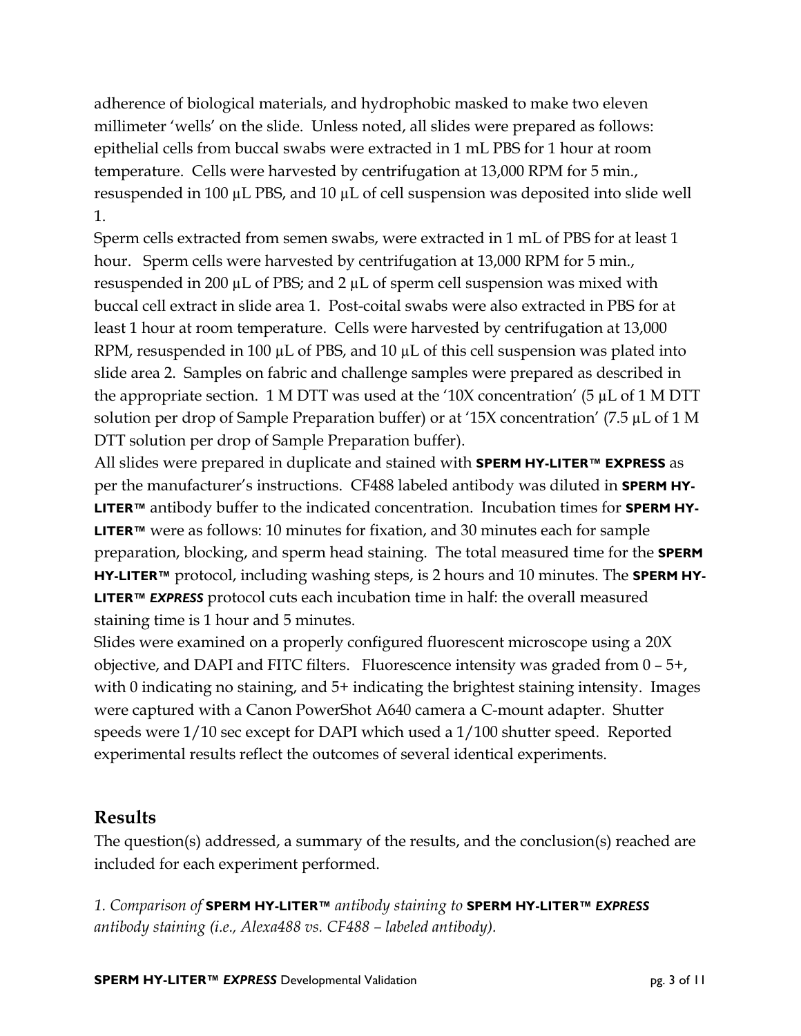adherence of biological materials, and hydrophobic masked to make two eleven millimeter 'wells' on the slide. Unless noted, all slides were prepared as follows: epithelial cells from buccal swabs were extracted in 1 mL PBS for 1 hour at room temperature. Cells were harvested by centrifugation at 13,000 RPM for 5 min., resuspended in 100 µL PBS, and 10 µL of cell suspension was deposited into slide well 1.

Sperm cells extracted from semen swabs, were extracted in 1 mL of PBS for at least 1 hour. Sperm cells were harvested by centrifugation at 13,000 RPM for 5 min., resuspended in 200 µL of PBS; and 2 µL of sperm cell suspension was mixed with buccal cell extract in slide area 1. Post-coital swabs were also extracted in PBS for at least 1 hour at room temperature. Cells were harvested by centrifugation at 13,000 RPM, resuspended in 100 µL of PBS, and 10 µL of this cell suspension was plated into slide area 2. Samples on fabric and challenge samples were prepared as described in the appropriate section. 1 M DTT was used at the '10X concentration' (5 µL of 1 M DTT solution per drop of Sample Preparation buffer) or at '15X concentration' (7.5 µL of 1 M DTT solution per drop of Sample Preparation buffer).

All slides were prepared in duplicate and stained with **SPERM HY-LITER™ EXPRESS** as per the manufacturer's instructions. CF488 labeled antibody was diluted in **SPERM HY-LITER™** antibody buffer to the indicated concentration. Incubation times for **SPERM HY-LITER™** were as follows: 10 minutes for fixation, and 30 minutes each for sample preparation, blocking, and sperm head staining. The total measured time for the **SPERM HY-LITER™** protocol, including washing steps, is 2 hours and 10 minutes. The **SPERM HY-LITER™ *EXPRESS*** protocol cuts each incubation time in half: the overall measured staining time is 1 hour and 5 minutes.

Slides were examined on a properly configured fluorescent microscope using a 20X objective, and DAPI and FITC filters. Fluorescence intensity was graded from 0 – 5+, with 0 indicating no staining, and 5+ indicating the brightest staining intensity. Images were captured with a Canon PowerShot A640 camera a C-mount adapter. Shutter speeds were 1/10 sec except for DAPI which used a 1/100 shutter speed. Reported experimental results reflect the outcomes of several identical experiments.

## Results

The question(s) addressed, a summary of the results, and the conclusion(s) reached are included for each experiment performed.

*1. Comparison of* **SPERM HY-LITER™** *antibody staining to* **SPERM HY-LITER™ *EXPRESS*** *antibody staining (i.e., Alexa488 vs. CF488 – labeled antibody).*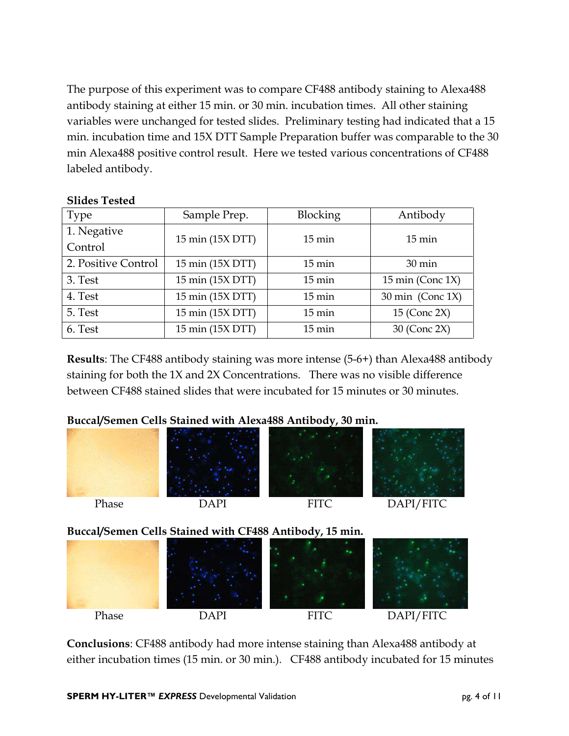The purpose of this experiment was to compare CF488 antibody staining to Alexa488 antibody staining at either 15 min. or 30 min. incubation times. All other staining variables were unchanged for tested slides. Preliminary testing had indicated that a 15 min. incubation time and 15X DTT Sample Preparation buffer was comparable to the 30 min Alexa488 positive control result. Here we tested various concentrations of CF488 labeled antibody.

**Slides Tested**

| Type | Sample Prep. | Blocking | Antibody |
|---|---|---|---|
| 1. Negative Control | 15 min (15X DTT) | 15 min | 15 min |
| 2. Positive Control | 15 min (15X DTT) | 15 min | 30 min |
| 3. Test | 15 min (15X DTT) | 15 min | 15 min (Conc 1X) |
| 4. Test | 15 min (15X DTT) | 15 min | 30 min (Conc 1X) |
| 5. Test | 15 min (15X DTT) | 15 min | 15 (Conc 2X) |
| 6. Test | 15 min (15X DTT) | 15 min | 30 (Conc 2X) |

**Results**: The CF488 antibody staining was more intense (5-6+) than Alexa488 antibody staining for both the 1X and 2X Concentrations. There was no visible difference between CF488 stained slides that were incubated for 15 minutes or 30 minutes.

**Buccal/Semen Cells Stained with Alexa488 Antibody, 30 min.**

Phase DAPI FITC DAPI/FITC

**Buccal/Semen Cells Stained with CF488 Antibody, 15 min.**

Phase DAPI FITC DAPI/FITC

**Conclusions**: CF488 antibody had more intense staining than Alexa488 antibody at either incubation times (15 min. or 30 min.). CF488 antibody incubated for 15 minutes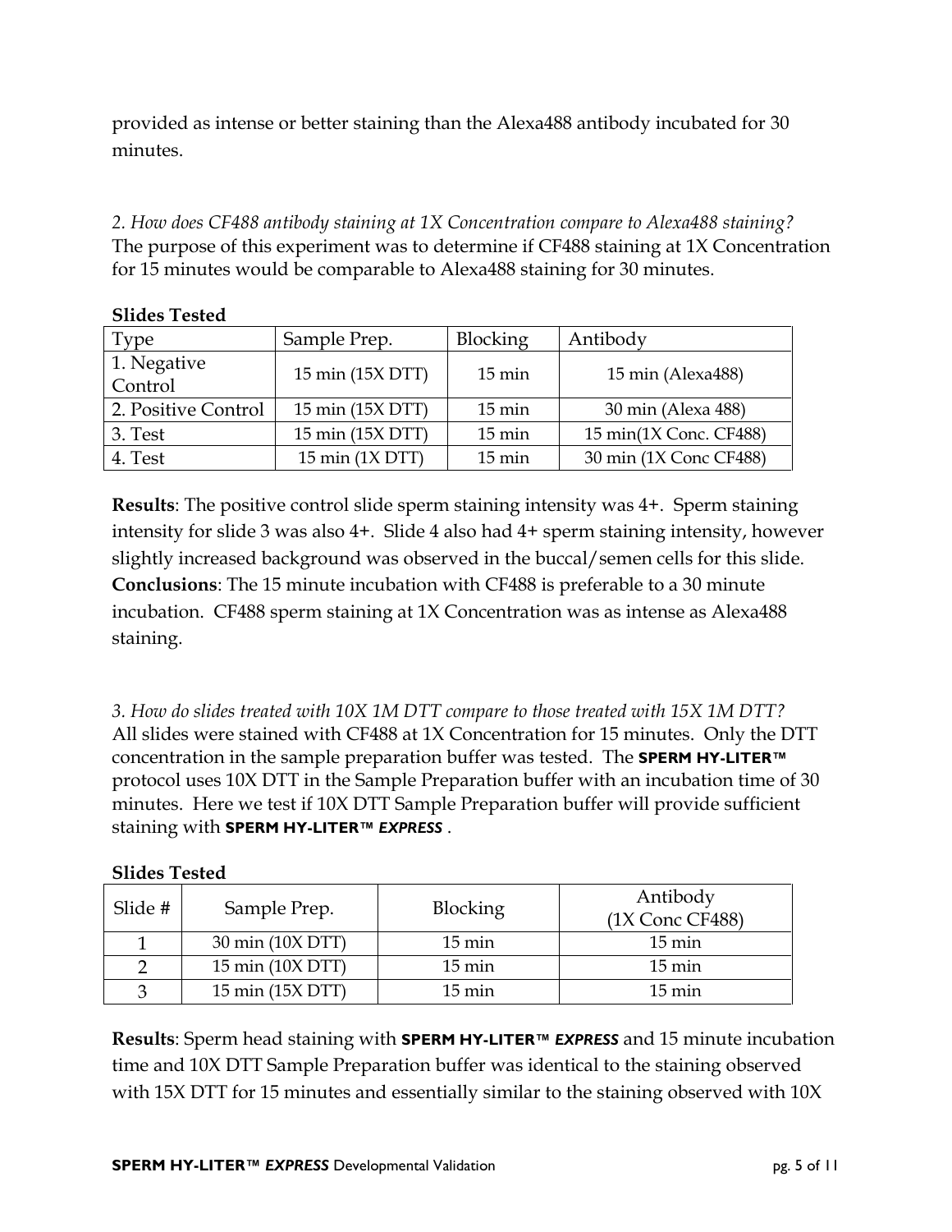provided as intense or better staining than the Alexa488 antibody incubated for 30 minutes.

*2. How does CF488 antibody staining at 1X Concentration compare to Alexa488 staining?*
The purpose of this experiment was to determine if CF488 staining at 1X Concentration for 15 minutes would be comparable to Alexa488 staining for 30 minutes.

**Slides Tested**

| Type | Sample Prep. | Blocking | Antibody |
|---|---|---|---|
| 1. Negative Control | 15 min (15X DTT) | 15 min | 15 min (Alexa488) |
| 2. Positive Control | 15 min (15X DTT) | 15 min | 30 min (Alexa 488) |
| 3. Test | 15 min (15X DTT) | 15 min | 15 min(1X Conc. CF488) |
| 4. Test | 15 min (1X DTT) | 15 min | 30 min (1X Conc CF488) |

**Results**: The positive control slide sperm staining intensity was 4+. Sperm staining intensity for slide 3 was also 4+. Slide 4 also had 4+ sperm staining intensity, however slightly increased background was observed in the buccal/semen cells for this slide.
**Conclusions**: The 15 minute incubation with CF488 is preferable to a 30 minute incubation. CF488 sperm staining at 1X Concentration was as intense as Alexa488 staining.

*3. How do slides treated with 10X 1M DTT compare to those treated with 15X 1M DTT?*
All slides were stained with CF488 at 1X Concentration for 15 minutes. Only the DTT concentration in the sample preparation buffer was tested. The **SPERM HY-LITER™** protocol uses 10X DTT in the Sample Preparation buffer with an incubation time of 30 minutes. Here we test if 10X DTT Sample Preparation buffer will provide sufficient staining with **SPERM HY-LITER™ *EXPRESS***.

**Slides Tested**

| Slide # | Sample Prep. | Blocking | Antibody (1X Conc CF488) |
|---|---|---|---|
| 1 | 30 min (10X DTT) | 15 min | 15 min |
| 2 | 15 min (10X DTT) | 15 min | 15 min |
| 3 | 15 min (15X DTT) | 15 min | 15 min |

**Results**: Sperm head staining with **SPERM HY-LITER™ *EXPRESS*** and 15 minute incubation time and 10X DTT Sample Preparation buffer was identical to the staining observed with 15X DTT for 15 minutes and essentially similar to the staining observed with 10X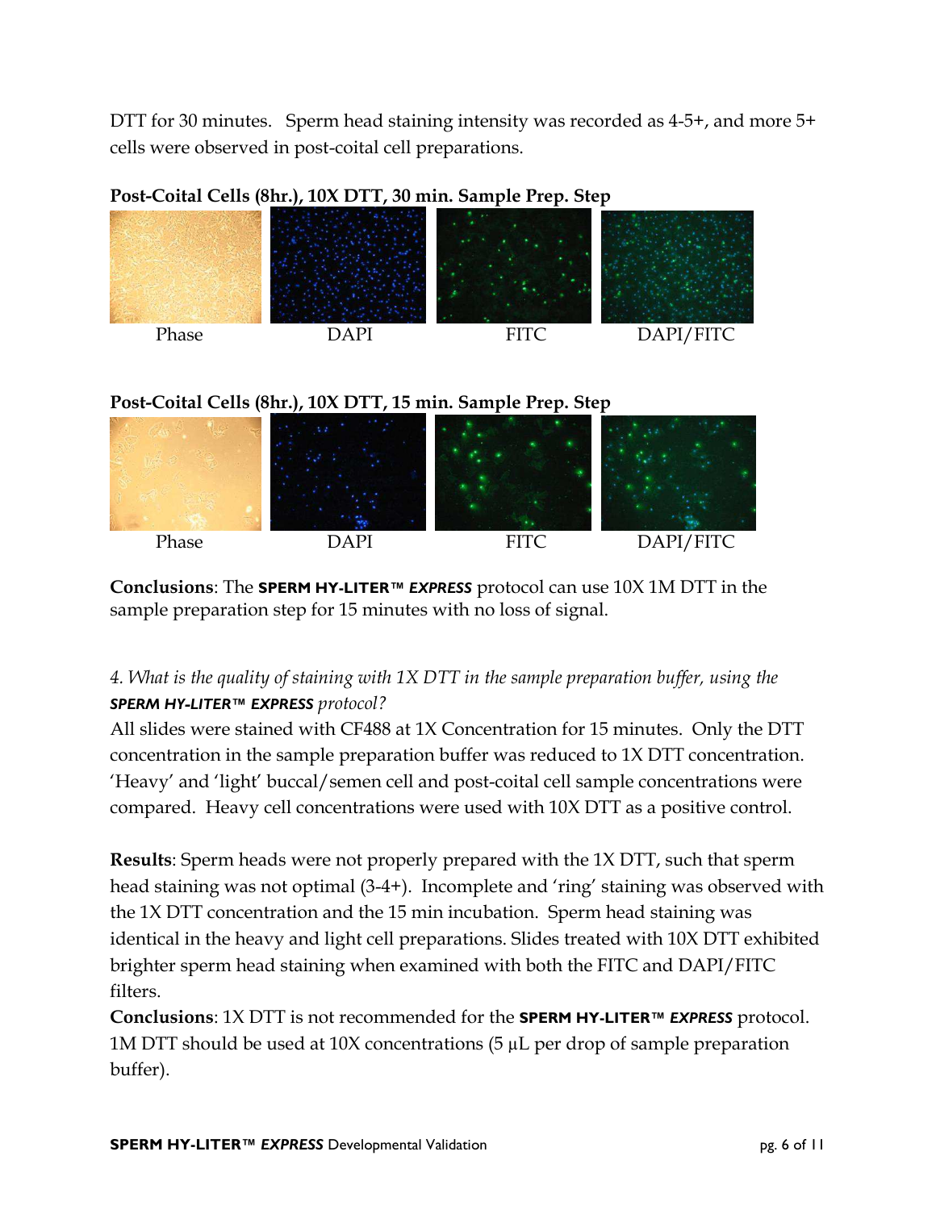DTT for 30 minutes. Sperm head staining intensity was recorded as 4-5+, and more 5+ cells were observed in post-coital cell preparations.

**Post-Coital Cells (8hr.), 10X DTT, 30 min. Sample Prep. Step**

Phase DAPI FITC DAPI/FITC

**Post-Coital Cells (8hr.), 10X DTT, 15 min. Sample Prep. Step**

Phase DAPI FITC DAPI/FITC

**Conclusions**: The **SPERM HY-LITER™ *EXPRESS*** protocol can use 10X 1M DTT in the sample preparation step for 15 minutes with no loss of signal.

*4. What is the quality of staining with 1X DTT in the sample preparation buffer, using the **SPERM HY-LITER™ EXPRESS** protocol?*

All slides were stained with CF488 at 1X Concentration for 15 minutes. Only the DTT concentration in the sample preparation buffer was reduced to 1X DTT concentration. 'Heavy' and 'light' buccal/semen cell and post-coital cell sample concentrations were compared. Heavy cell concentrations were used with 10X DTT as a positive control.

**Results**: Sperm heads were not properly prepared with the 1X DTT, such that sperm head staining was not optimal (3-4+). Incomplete and 'ring' staining was observed with the 1X DTT concentration and the 15 min incubation. Sperm head staining was identical in the heavy and light cell preparations. Slides treated with 10X DTT exhibited brighter sperm head staining when examined with both the FITC and DAPI/FITC filters.

**Conclusions**: 1X DTT is not recommended for the **SPERM HY-LITER™ *EXPRESS*** protocol. 1M DTT should be used at 10X concentrations (5 µL per drop of sample preparation buffer).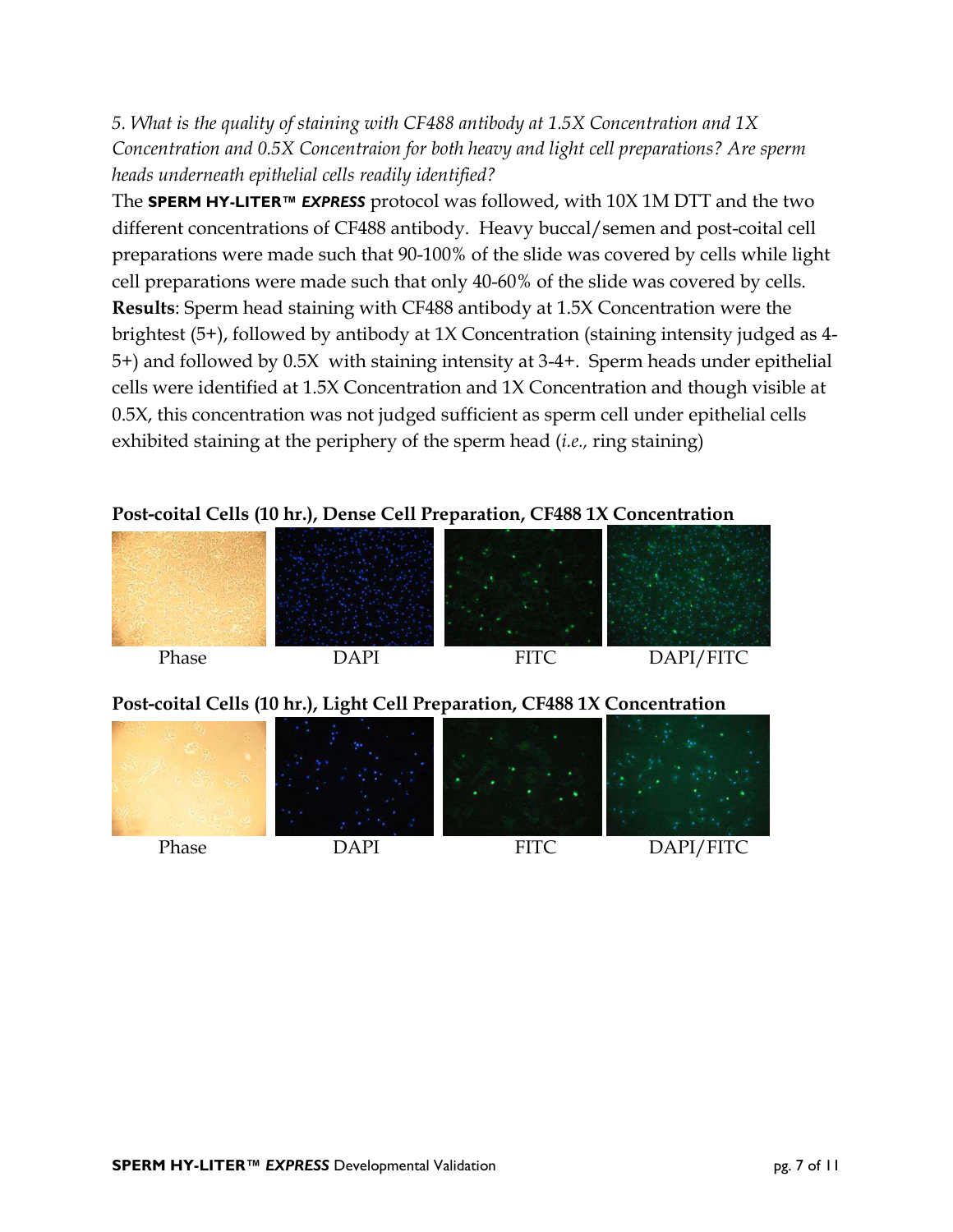*5. What is the quality of staining with CF488 antibody at 1.5X Concentration and 1X Concentration and 0.5X Concentraion for both heavy and light cell preparations? Are sperm heads underneath epithelial cells readily identified?*

The **SPERM HY-LITER™ *EXPRESS*** protocol was followed, with 10X 1M DTT and the two different concentrations of CF488 antibody. Heavy buccal/semen and post-coital cell preparations were made such that 90-100% of the slide was covered by cells while light cell preparations were made such that only 40-60% of the slide was covered by cells.

**Results**: Sperm head staining with CF488 antibody at 1.5X Concentration were the brightest (5+), followed by antibody at 1X Concentration (staining intensity judged as 4-5+) and followed by 0.5X with staining intensity at 3-4+. Sperm heads under epithelial cells were identified at 1.5X Concentration and 1X Concentration and though visible at 0.5X, this concentration was not judged sufficient as sperm cell under epithelial cells exhibited staining at the periphery of the sperm head (*i.e.,* ring staining)

**Post-coital Cells (10 hr.), Dense Cell Preparation, CF488 1X Concentration**

Phase DAPI FITC DAPI/FITC

**Post-coital Cells (10 hr.), Light Cell Preparation, CF488 1X Concentration**

Phase DAPI FITC DAPI/FITC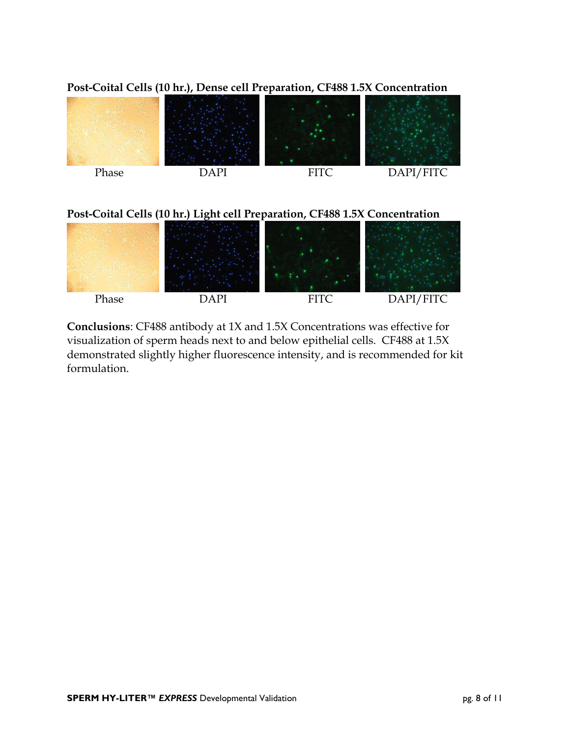**Post-Coital Cells (10 hr.), Dense cell Preparation, CF488 1.5X Concentration**

Phase DAPI FITC DAPI/FITC

**Post-Coital Cells (10 hr.) Light cell Preparation, CF488 1.5X Concentration**

Phase DAPI FITC DAPI/FITC

**Conclusions**: CF488 antibody at 1X and 1.5X Concentrations was effective for visualization of sperm heads next to and below epithelial cells. CF488 at 1.5X demonstrated slightly higher fluorescence intensity, and is recommended for kit formulation.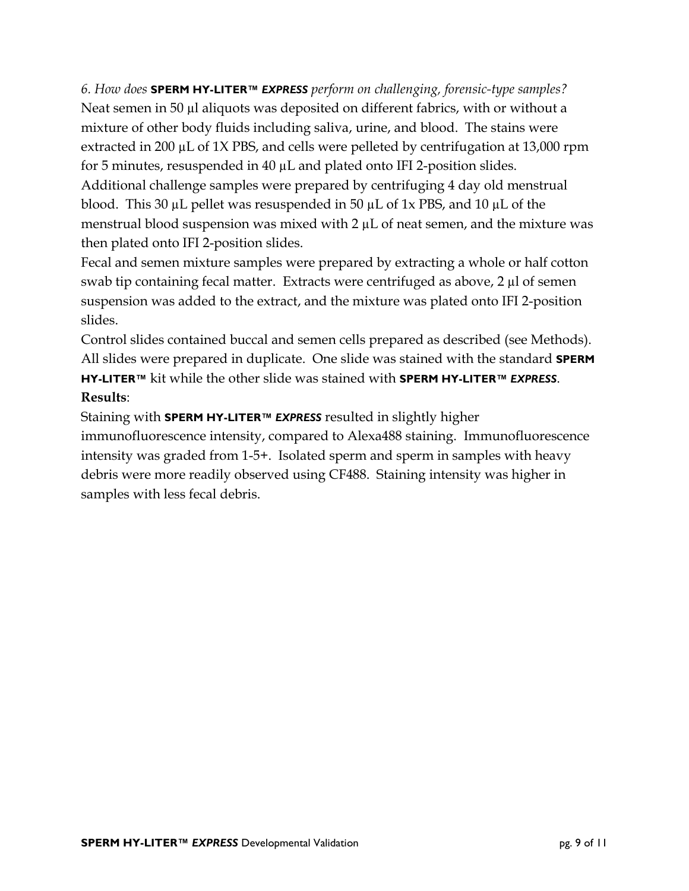*6. How does* **SPERM HY-LITER™ *EXPRESS*** *perform on challenging, forensic-type samples?*

Neat semen in 50 µl aliquots was deposited on different fabrics, with or without a mixture of other body fluids including saliva, urine, and blood. The stains were extracted in 200 µL of 1X PBS, and cells were pelleted by centrifugation at 13,000 rpm for 5 minutes, resuspended in 40 µL and plated onto IFI 2-position slides.

Additional challenge samples were prepared by centrifuging 4 day old menstrual blood. This 30 µL pellet was resuspended in 50 µL of 1x PBS, and 10 µL of the menstrual blood suspension was mixed with 2 µL of neat semen, and the mixture was then plated onto IFI 2-position slides.

Fecal and semen mixture samples were prepared by extracting a whole or half cotton swab tip containing fecal matter. Extracts were centrifuged as above, 2 µl of semen suspension was added to the extract, and the mixture was plated onto IFI 2-position slides.

Control slides contained buccal and semen cells prepared as described (see Methods). All slides were prepared in duplicate. One slide was stained with the standard **SPERM HY-LITER™** kit while the other slide was stained with **SPERM HY-LITER™ *EXPRESS***.

**Results**:

Staining with **SPERM HY-LITER™ *EXPRESS*** resulted in slightly higher immunofluorescence intensity, compared to Alexa488 staining. Immunofluorescence intensity was graded from 1-5+. Isolated sperm and sperm in samples with heavy debris were more readily observed using CF488. Staining intensity was higher in samples with less fecal debris.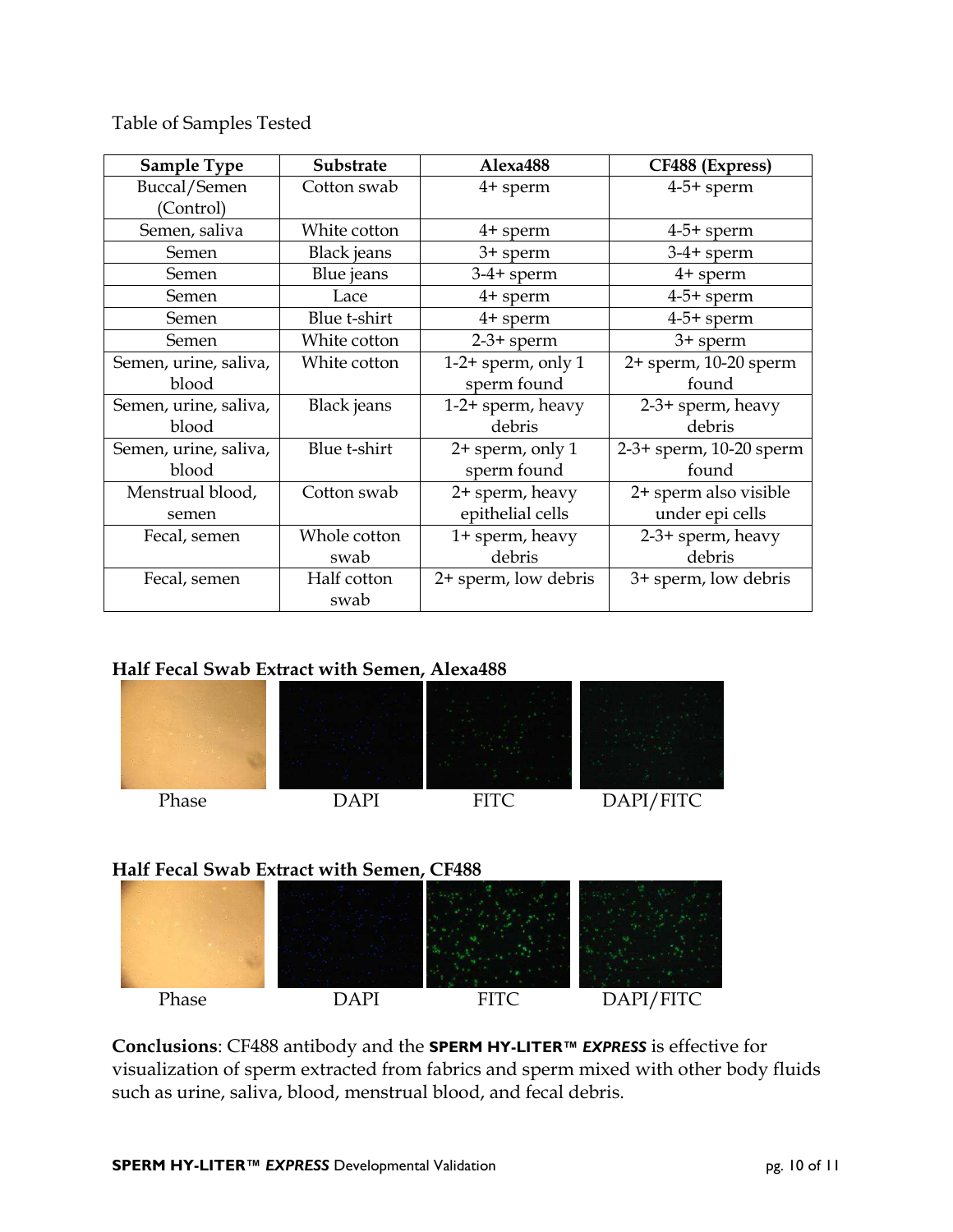Table of Samples Tested

| Sample Type | Substrate | Alexa488 | CF488 (Express) |
|---|---|---|---|
| Buccal/Semen (Control) | Cotton swab | 4+ sperm | 4-5+ sperm |
| Semen, saliva | White cotton | 4+ sperm | 4-5+ sperm |
| Semen | Black jeans | 3+ sperm | 3-4+ sperm |
| Semen | Blue jeans | 3-4+ sperm | 4+ sperm |
| Semen | Lace | 4+ sperm | 4-5+ sperm |
| Semen | Blue t-shirt | 4+ sperm | 4-5+ sperm |
| Semen | White cotton | 2-3+ sperm | 3+ sperm |
| Semen, urine, saliva, blood | White cotton | 1-2+ sperm, only 1 sperm found | 2+ sperm, 10-20 sperm found |
| Semen, urine, saliva, blood | Black jeans | 1-2+ sperm, heavy debris | 2-3+ sperm, heavy debris |
| Semen, urine, saliva, blood | Blue t-shirt | 2+ sperm, only 1 sperm found | 2-3+ sperm, 10-20 sperm found |
| Menstrual blood, semen | Cotton swab | 2+ sperm, heavy epithelial cells | 2+ sperm also visible under epi cells |
| Fecal, semen | Whole cotton swab | 1+ sperm, heavy debris | 2-3+ sperm, heavy debris |
| Fecal, semen | Half cotton swab | 2+ sperm, low debris | 3+ sperm, low debris |

**Half Fecal Swab Extract with Semen, Alexa488**

Phase DAPI FITC DAPI/FITC

**Half Fecal Swab Extract with Semen, CF488**

Phase DAPI FITC DAPI/FITC

**Conclusions**: CF488 antibody and the **SPERM HY-LITER™ *EXPRESS*** is effective for visualization of sperm extracted from fabrics and sperm mixed with other body fluids such as urine, saliva, blood, menstrual blood, and fecal debris.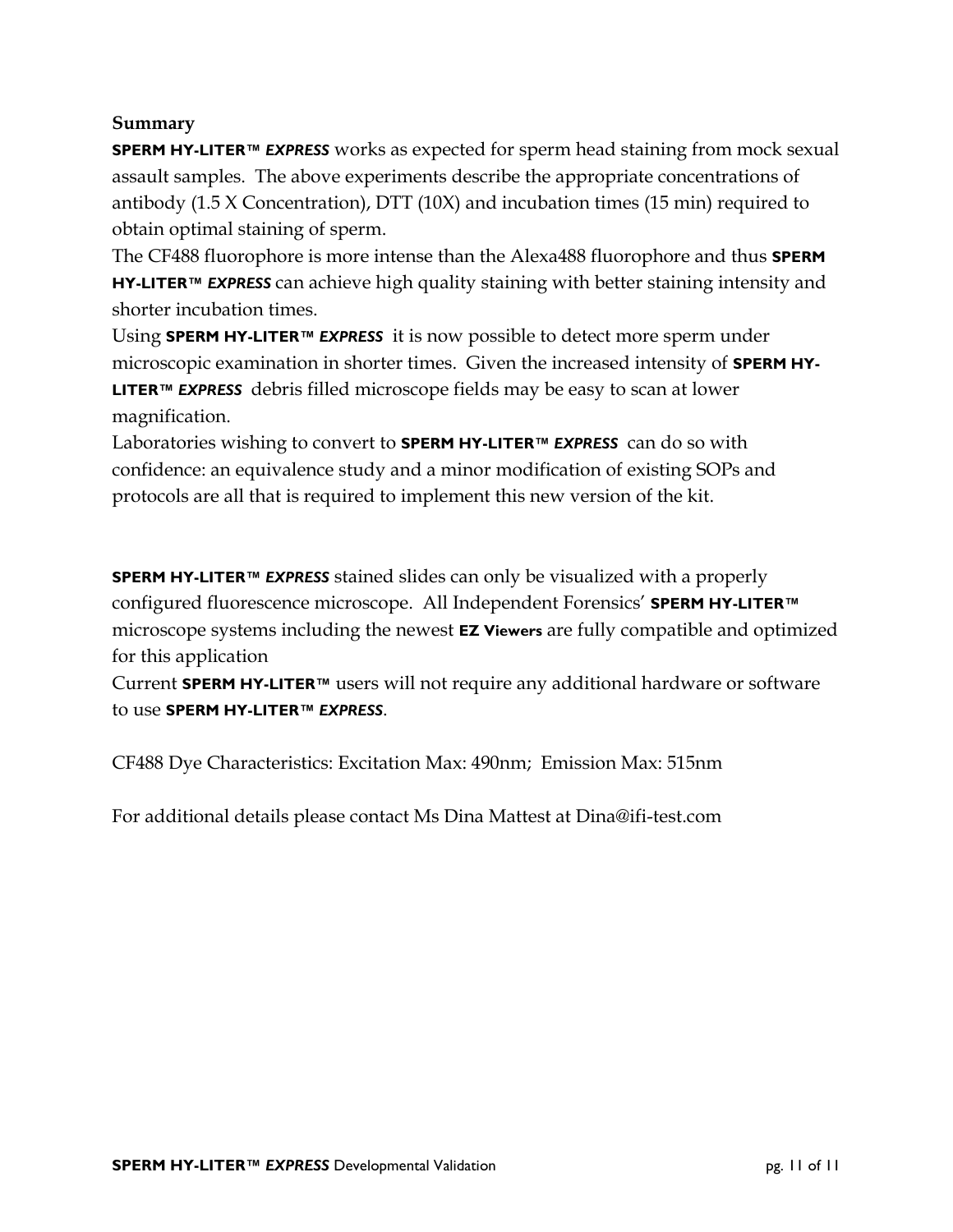**Summary**

**SPERM HY-LITER™ *EXPRESS*** works as expected for sperm head staining from mock sexual assault samples. The above experiments describe the appropriate concentrations of antibody (1.5 X Concentration), DTT (10X) and incubation times (15 min) required to obtain optimal staining of sperm.

The CF488 fluorophore is more intense than the Alexa488 fluorophore and thus **SPERM HY-LITER™ *EXPRESS*** can achieve high quality staining with better staining intensity and shorter incubation times.

Using **SPERM HY-LITER™ *EXPRESS*** it is now possible to detect more sperm under microscopic examination in shorter times. Given the increased intensity of **SPERM HY-LITER™ *EXPRESS*** debris filled microscope fields may be easy to scan at lower magnification.

Laboratories wishing to convert to **SPERM HY-LITER™ *EXPRESS*** can do so with confidence: an equivalence study and a minor modification of existing SOPs and protocols are all that is required to implement this new version of the kit.

**SPERM HY-LITER™ *EXPRESS*** stained slides can only be visualized with a properly configured fluorescence microscope. All Independent Forensics' **SPERM HY-LITER™** microscope systems including the newest **EZ Viewers** are fully compatible and optimized for this application

Current **SPERM HY-LITER™** users will not require any additional hardware or software to use **SPERM HY-LITER™ *EXPRESS***.

CF488 Dye Characteristics: Excitation Max: 490nm; Emission Max: 515nm

For additional details please contact Ms Dina Mattest at Dina@ifi-test.com